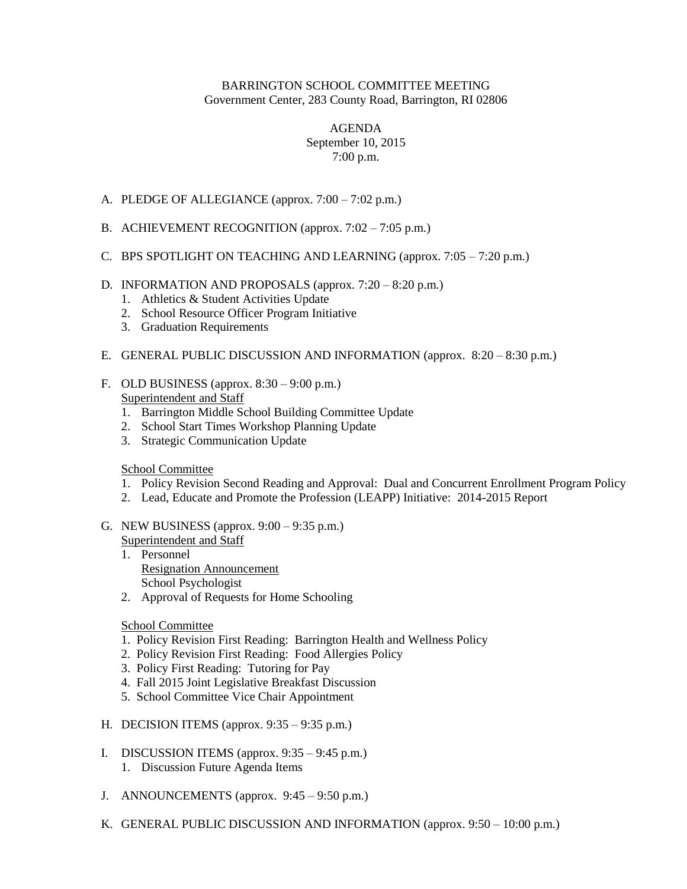BARRINGTON SCHOOL COMMITTEE MEETING
Government Center, 283 County Road, Barrington, RI 02806

AGENDA
September 10, 2015
7:00 p.m.

A. PLEDGE OF ALLEGIANCE (approx. 7:00 – 7:02 p.m.)

B. ACHIEVEMENT RECOGNITION (approx. 7:02 – 7:05 p.m.)

C. BPS SPOTLIGHT ON TEACHING AND LEARNING (approx. 7:05 – 7:20 p.m.)

D. INFORMATION AND PROPOSALS (approx. 7:20 – 8:20 p.m.)
   1. Athletics & Student Activities Update
   2. School Resource Officer Program Initiative
   3. Graduation Requirements

E. GENERAL PUBLIC DISCUSSION AND INFORMATION (approx. 8:20 – 8:30 p.m.)

F. OLD BUSINESS (approx. 8:30 – 9:00 p.m.)

   Superintendent and Staff
   1. Barrington Middle School Building Committee Update
   2. School Start Times Workshop Planning Update
   3. Strategic Communication Update

   School Committee
   1. Policy Revision Second Reading and Approval: Dual and Concurrent Enrollment Program Policy
   2. Lead, Educate and Promote the Profession (LEAPP) Initiative: 2014-2015 Report

G. NEW BUSINESS (approx. 9:00 – 9:35 p.m.)

   Superintendent and Staff
   1. Personnel
      Resignation Announcement
      School Psychologist
   2. Approval of Requests for Home Schooling

   School Committee
   1. Policy Revision First Reading: Barrington Health and Wellness Policy
   2. Policy Revision First Reading: Food Allergies Policy
   3. Policy First Reading: Tutoring for Pay
   4. Fall 2015 Joint Legislative Breakfast Discussion
   5. School Committee Vice Chair Appointment

H. DECISION ITEMS (approx. 9:35 – 9:35 p.m.)

I. DISCUSSION ITEMS (approx. 9:35 – 9:45 p.m.)
   1. Discussion Future Agenda Items

J. ANNOUNCEMENTS (approx. 9:45 – 9:50 p.m.)

K. GENERAL PUBLIC DISCUSSION AND INFORMATION (approx. 9:50 – 10:00 p.m.)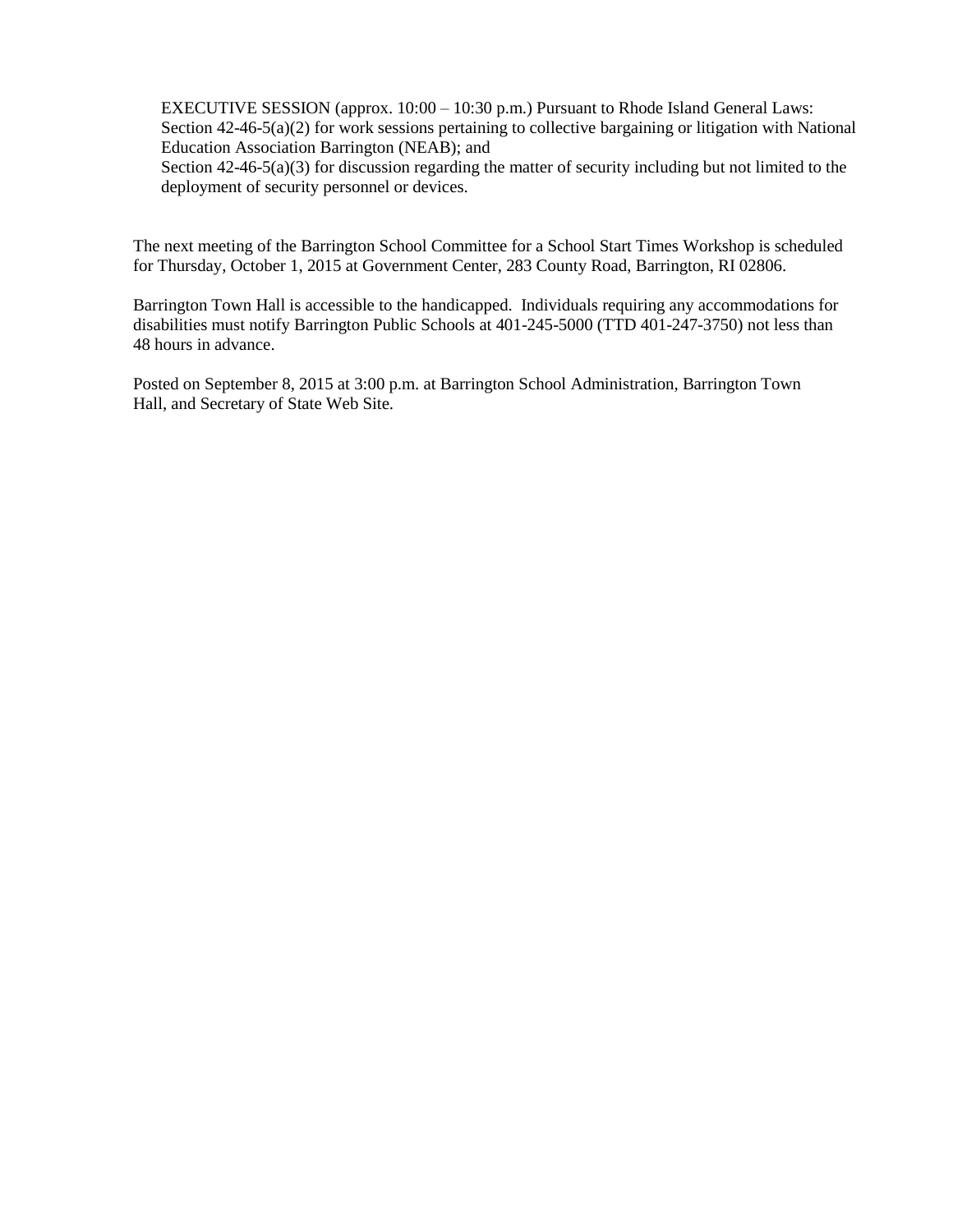EXECUTIVE SESSION (approx. 10:00 – 10:30 p.m.) Pursuant to Rhode Island General Laws:
Section 42-46-5(a)(2) for work sessions pertaining to collective bargaining or litigation with National Education Association Barrington (NEAB); and
Section 42-46-5(a)(3) for discussion regarding the matter of security including but not limited to the deployment of security personnel or devices.

The next meeting of the Barrington School Committee for a School Start Times Workshop is scheduled for Thursday, October 1, 2015 at Government Center, 283 County Road, Barrington, RI 02806.

Barrington Town Hall is accessible to the handicapped. Individuals requiring any accommodations for disabilities must notify Barrington Public Schools at 401-245-5000 (TTD 401-247-3750) not less than 48 hours in advance.

Posted on September 8, 2015 at 3:00 p.m. at Barrington School Administration, Barrington Town Hall, and Secretary of State Web Site.